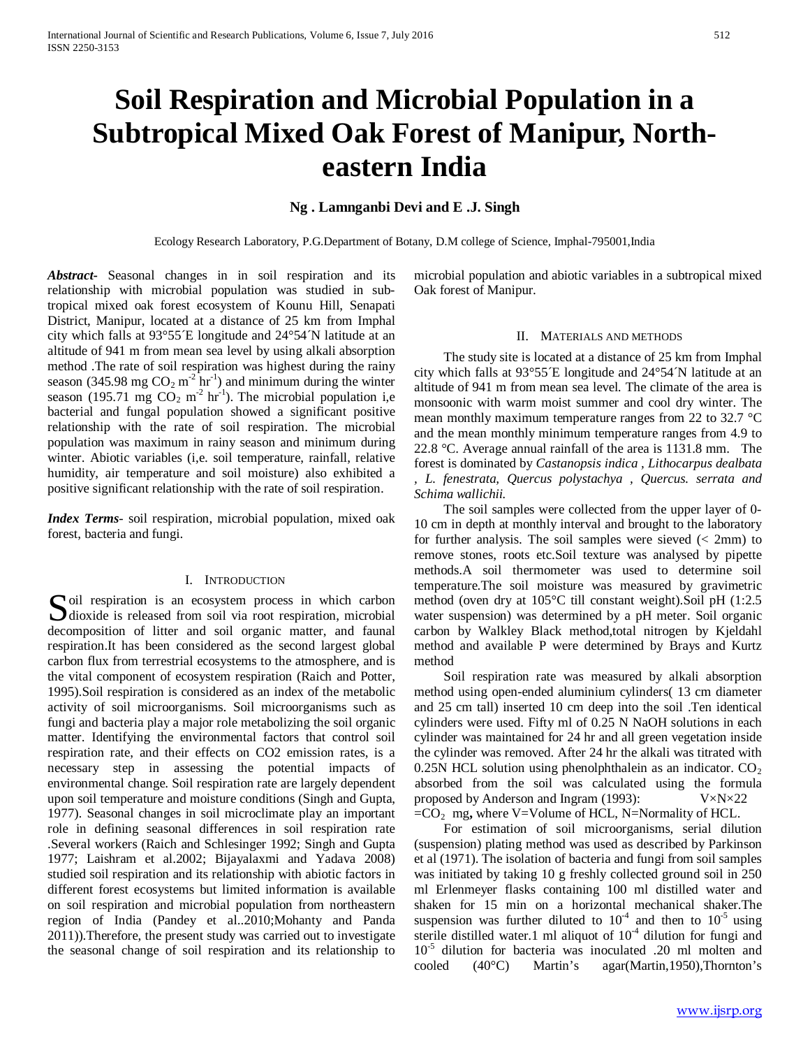# Soil Respiration and Microbial Population in a Subtropical Mixed Oak Forest of Manipur, North-eastern India

**Ng . Lamnganbi Devi and E .J. Singh**

Ecology Research Laboratory, P.G.Department of Botany, D.M college of Science, Imphal-795001,India

***Abstract-*** Seasonal changes in in soil respiration and its relationship with microbial population was studied in sub-tropical mixed oak forest ecosystem of Kounu Hill, Senapati District, Manipur, located at a distance of 25 km from Imphal city which falls at 93°55´E longitude and 24°54´N latitude at an altitude of 941 m from mean sea level by using alkali absorption method .The rate of soil respiration was highest during the rainy season (345.98 mg $CO_2$ $m^{-2}$ $hr^{-1}$) and minimum during the winter season (195.71 mg $CO_2$ $m^{-2}$ $hr^{-1}$). The microbial population i,e bacterial and fungal population showed a significant positive relationship with the rate of soil respiration. The microbial population was maximum in rainy season and minimum during winter. Abiotic variables (i,e. soil temperature, rainfall, relative humidity, air temperature and soil moisture) also exhibited a positive significant relationship with the rate of soil respiration.

***Index Terms*-** soil respiration, microbial population, mixed oak forest, bacteria and fungi.

## I. Introduction

Soil respiration is an ecosystem process in which carbon dioxide is released from soil via root respiration, microbial decomposition of litter and soil organic matter, and faunal respiration.It has been considered as the second largest global carbon flux from terrestrial ecosystems to the atmosphere, and is the vital component of ecosystem respiration (Raich and Potter, 1995).Soil respiration is considered as an index of the metabolic activity of soil microorganisms. Soil microorganisms such as fungi and bacteria play a major role metabolizing the soil organic matter. Identifying the environmental factors that control soil respiration rate, and their effects on CO2 emission rates, is a necessary step in assessing the potential impacts of environmental change. Soil respiration rate are largely dependent upon soil temperature and moisture conditions (Singh and Gupta, 1977). Seasonal changes in soil microclimate play an important role in defining seasonal differences in soil respiration rate .Several workers (Raich and Schlesinger 1992; Singh and Gupta 1977; Laishram et al.2002; Bijayalaxmi and Yadava 2008) studied soil respiration and its relationship with abiotic factors in different forest ecosystems but limited information is available on soil respiration and microbial population from northeastern region of India (Pandey et al..2010;Mohanty and Panda 2011)).Therefore, the present study was carried out to investigate the seasonal change of soil respiration and its relationship to microbial population and abiotic variables in a subtropical mixed Oak forest of Manipur.

## II. Materials and methods

The study site is located at a distance of 25 km from Imphal city which falls at 93°55´E longitude and 24°54´N latitude at an altitude of 941 m from mean sea level. The climate of the area is monsoonic with warm moist summer and cool dry winter. The mean monthly maximum temperature ranges from 22 to 32.7 °C and the mean monthly minimum temperature ranges from 4.9 to 22.8 °C. Average annual rainfall of the area is 1131.8 mm. The forest is dominated by *Castanopsis indica , Lithocarpus dealbata , L. fenestrata, Quercus polystachya , Quercus. serrata and Schima wallichii.*

The soil samples were collected from the upper layer of 0-10 cm in depth at monthly interval and brought to the laboratory for further analysis. The soil samples were sieved (< 2mm) to remove stones, roots etc.Soil texture was analysed by pipette methods.A soil thermometer was used to determine soil temperature.The soil moisture was measured by gravimetric method (oven dry at 105°C till constant weight).Soil pH (1:2.5 water suspension) was determined by a pH meter. Soil organic carbon by Walkley Black method,total nitrogen by Kjeldahl method and available P were determined by Brays and Kurtz method

Soil respiration rate was measured by alkali absorption method using open-ended aluminium cylinders( 13 cm diameter and 25 cm tall) inserted 10 cm deep into the soil .Ten identical cylinders were used. Fifty ml of 0.25 N NaOH solutions in each cylinder was maintained for 24 hr and all green vegetation inside the cylinder was removed. After 24 hr the alkali was titrated with 0.25N HCL solution using phenolphthalein as an indicator. $CO_2$ absorbed from the soil was calculated using the formula proposed by Anderson and Ingram (1993): $V \times N \times 22 = CO_2$ mg**,** where V=Volume of HCL, N=Normality of HCL.

For estimation of soil microorganisms, serial dilution (suspension) plating method was used as described by Parkinson et al (1971). The isolation of bacteria and fungi from soil samples was initiated by taking 10 g freshly collected ground soil in 250 ml Erlenmeyer flasks containing 100 ml distilled water and shaken for 15 min on a horizontal mechanical shaker.The suspension was further diluted to $10^{-4}$ and then to $10^{-5}$ using sterile distilled water.1 ml aliquot of $10^{-4}$ dilution for fungi and $10^{-5}$ dilution for bacteria was inoculated .20 ml molten and cooled (40°C) Martin's agar(Martin,1950),Thornton's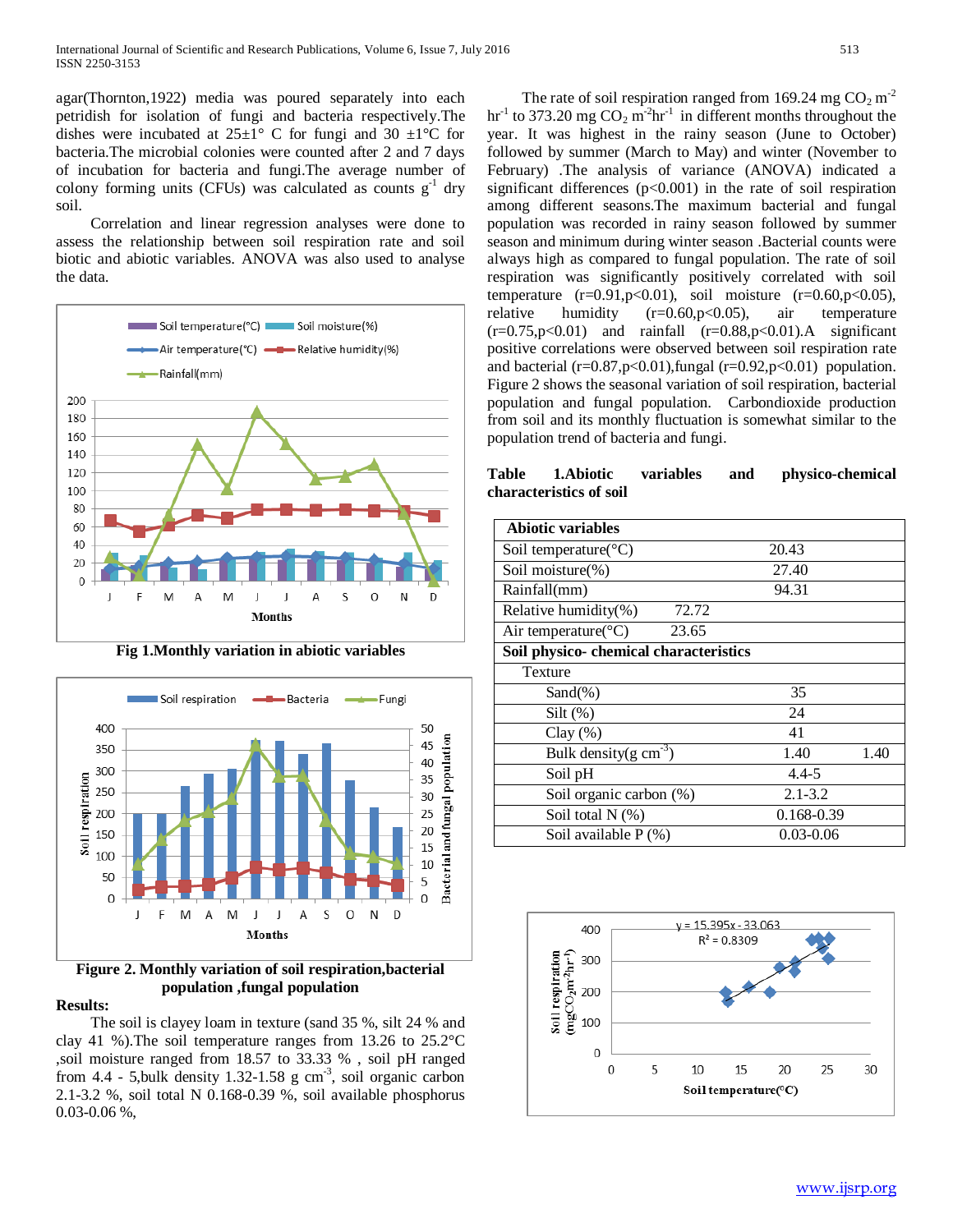agar(Thornton,1922) media was poured separately into each petridish for isolation of fungi and bacteria respectively.The dishes were incubated at 25±1° C for fungi and 30 ±1°C for bacteria.The microbial colonies were counted after 2 and 7 days of incubation for bacteria and fungi.The average number of colony forming units (CFUs) was calculated as counts $g^{-1}$ dry soil.

Correlation and linear regression analyses were done to assess the relationship between soil respiration rate and soil biotic and abiotic variables. ANOVA was also used to analyse the data.

Fig 1.Monthly variation in abiotic variables

Figure 2. Monthly variation of soil respiration,bacterial population ,fungal population

**Results:**

The soil is clayey loam in texture (sand 35 %, silt 24 % and clay 41 %).The soil temperature ranges from 13.26 to 25.2°C ,soil moisture ranged from 18.57 to 33.33 % , soil pH ranged from 4.4 - 5,bulk density 1.32-1.58 g $cm^{-3}$, soil organic carbon 2.1-3.2 %, soil total N 0.168-0.39 %, soil available phosphorus 0.03-0.06 %,

The rate of soil respiration ranged from 169.24 mg $CO_2$ $m^{-2}$ $hr^{-1}$ to 373.20 mg $CO_2$ $m^{-2}hr^{-1}$ in different months throughout the year. It was highest in the rainy season (June to October) followed by summer (March to May) and winter (November to February) .The analysis of variance (ANOVA) indicated a significant differences ($p<0.001$) in the rate of soil respiration among different seasons.The maximum bacterial and fungal population was recorded in rainy season followed by summer season and minimum during winter season .Bacterial counts were always high as compared to fungal population. The rate of soil respiration was significantly positively correlated with soil temperature ($r=0.91, p<0.01$), soil moisture ($r=0.60, p<0.05$), relative humidity ($r=0.60, p<0.05$), air temperature ($r=0.75, p<0.01$) and rainfall ($r=0.88, p<0.01$).A significant positive correlations were observed between soil respiration rate and bacterial ($r=0.87, p<0.01$),fungal ($r=0.92, p<0.01$) population. Figure 2 shows the seasonal variation of soil respiration, bacterial population and fungal population. Carbondioxide production from soil and its monthly fluctuation is somewhat similar to the population trend of bacteria and fungi.

**Table 1.Abiotic variables and physico-chemical characteristics of soil**

| **Abiotic variables** | |
|---|---|
| Soil temperature(°C) | 20.43 |
| Soil moisture(%) | 27.40 |
| Rainfall(mm) | 94.31 |
| Relative humidity(%) | 72.72 |
| Air temperature(°C) | 23.65 |
| **Soil physico- chemical characteristics** | |
| Texture | |
| Sand(%) | 35 |
| Silt (%) | 24 |
| Clay (%) | 41 |
| Bulk density(g $cm^{-3}$) | 1.40 |
| Soil pH | 4.4-5 |
| Soil organic carbon (%) | 2.1-3.2 |
| Soil total N (%) | 0.168-0.39 |
| Soil available P (%) | 0.03-0.06 |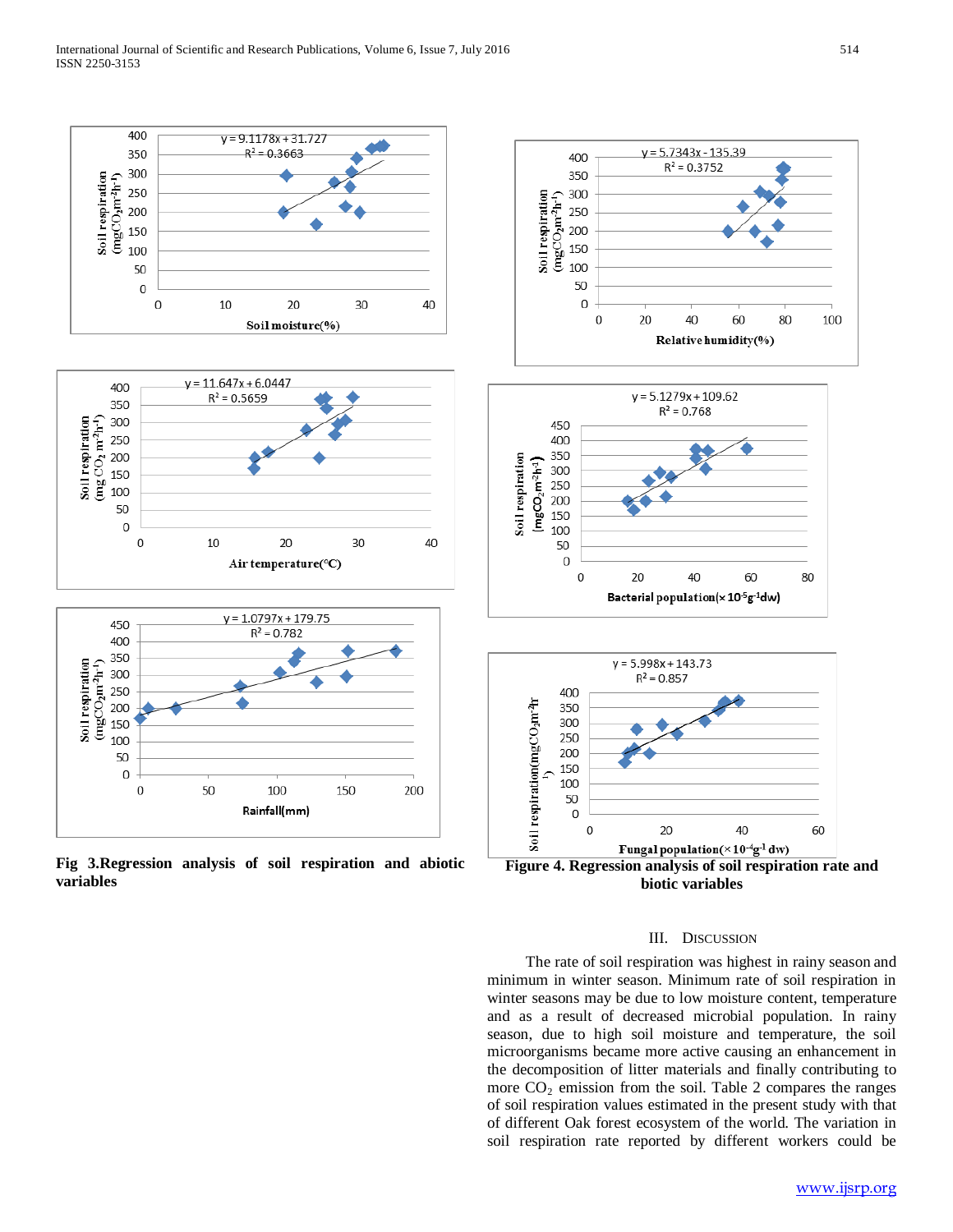Fig 3.Regression analysis of soil respiration and abiotic variables

Figure 4. Regression analysis of soil respiration rate and biotic variables

## III. Discussion

The rate of soil respiration was highest in rainy season and minimum in winter season. Minimum rate of soil respiration in winter seasons may be due to low moisture content, temperature and as a result of decreased microbial population. In rainy season, due to high soil moisture and temperature, the soil microorganisms became more active causing an enhancement in the decomposition of litter materials and finally contributing to more $CO_2$ emission from the soil. Table 2 compares the ranges of soil respiration values estimated in the present study with that of different Oak forest ecosystem of the world. The variation in soil respiration rate reported by different workers could be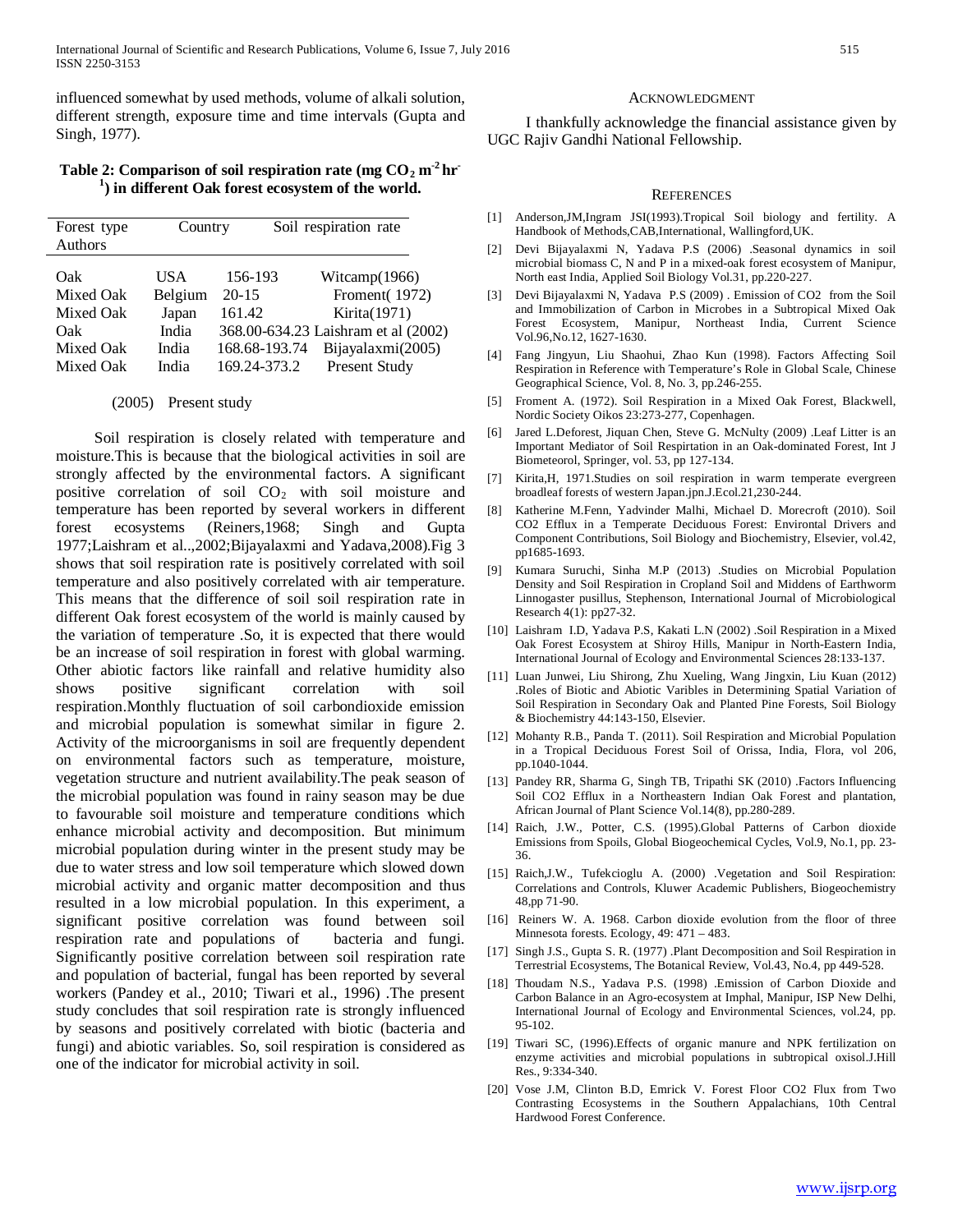influenced somewhat by used methods, volume of alkali solution, different strength, exposure time and time intervals (Gupta and Singh, 1977).

**Table 2: Comparison of soil respiration rate (mg $CO_2$ $m^{-2}$ $hr^{-1}$) in different Oak forest ecosystem of the world.**

| Forest type | Country | Soil respiration rate | Authors |
|---|---|---|---|
| Oak | USA | 156-193 | Witcamp(1966) |
| Mixed Oak | Belgium | 20-15 | Froment( 1972) |
| Mixed Oak | Japan | 161.42 | Kirita(1971) |
| Oak | India | 368.00-634.23 | Laishram et al (2002) |
| Mixed Oak | India | 168.68-193.74 | Bijayalaxmi(2005) |
| Mixed Oak | India | 169.24-373.2 | Present Study |

(2005) Present study

Soil respiration is closely related with temperature and moisture.This is because that the biological activities in soil are strongly affected by the environmental factors. A significant positive correlation of soil $CO_2$ with soil moisture and temperature has been reported by several workers in different forest ecosystems (Reiners,1968; Singh and Gupta 1977;Laishram et al..,2002;Bijayalaxmi and Yadava,2008).Fig 3 shows that soil respiration rate is positively correlated with soil temperature and also positively correlated with air temperature. This means that the difference of soil soil respiration rate in different Oak forest ecosystem of the world is mainly caused by the variation of temperature .So, it is expected that there would be an increase of soil respiration in forest with global warming. Other abiotic factors like rainfall and relative humidity also shows positive significant correlation with soil respiration.Monthly fluctuation of soil carbondioxide emission and microbial population is somewhat similar in figure 2. Activity of the microorganisms in soil are frequently dependent on environmental factors such as temperature, moisture, vegetation structure and nutrient availability.The peak season of the microbial population was found in rainy season may be due to favourable soil moisture and temperature conditions which enhance microbial activity and decomposition. But minimum microbial population during winter in the present study may be due to water stress and low soil temperature which slowed down microbial activity and organic matter decomposition and thus resulted in a low microbial population. In this experiment, a significant positive correlation was found between soil respiration rate and populations of bacteria and fungi. Significantly positive correlation between soil respiration rate and population of bacterial, fungal has been reported by several workers (Pandey et al., 2010; Tiwari et al., 1996) .The present study concludes that soil respiration rate is strongly influenced by seasons and positively correlated with biotic (bacteria and fungi) and abiotic variables. So, soil respiration is considered as one of the indicator for microbial activity in soil.

## Acknowledgment

I thankfully acknowledge the financial assistance given by UGC Rajiv Gandhi National Fellowship.

## References

[1] Anderson,JM,Ingram JSI(1993).Tropical Soil biology and fertility. A Handbook of Methods,CAB,International, Wallingford,UK.

[2] Devi Bijayalaxmi N, Yadava P.S (2006) .Seasonal dynamics in soil microbial biomass C, N and P in a mixed-oak forest ecosystem of Manipur, North east India, Applied Soil Biology Vol.31, pp.220-227.

[3] Devi Bijayalaxmi N, Yadava P.S (2009) . Emission of CO2 from the Soil and Immobilization of Carbon in Microbes in a Subtropical Mixed Oak Forest Ecosystem, Manipur, Northeast India, Current Science Vol.96,No.12, 1627-1630.

[4] Fang Jingyun, Liu Shaohui, Zhao Kun (1998). Factors Affecting Soil Respiration in Reference with Temperature's Role in Global Scale, Chinese Geographical Science, Vol. 8, No. 3, pp.246-255.

[5] Froment A. (1972). Soil Respiration in a Mixed Oak Forest, Blackwell, Nordic Society Oikos 23:273-277, Copenhagen.

[6] Jared L.Deforest, Jiquan Chen, Steve G. McNulty (2009) .Leaf Litter is an Important Mediator of Soil Respirtation in an Oak-dominated Forest, Int J Biometeorol, Springer, vol. 53, pp 127-134.

[7] Kirita,H, 1971.Studies on soil respiration in warm temperate evergreen broadleaf forests of western Japan.jpn.J.Ecol.21,230-244.

[8] Katherine M.Fenn, Yadvinder Malhi, Michael D. Morecroft (2010). Soil CO2 Efflux in a Temperate Deciduous Forest: Environtal Drivers and Component Contributions, Soil Biology and Biochemistry, Elsevier, vol.42, pp1685-1693.

[9] Kumara Suruchi, Sinha M.P (2013) .Studies on Microbial Population Density and Soil Respiration in Cropland Soil and Middens of Earthworm Linnogaster pusillus, Stephenson, International Journal of Microbiological Research 4(1): pp27-32.

[10] Laishram I.D, Yadava P.S, Kakati L.N (2002) .Soil Respiration in a Mixed Oak Forest Ecosystem at Shiroy Hills, Manipur in North-Eastern India, International Journal of Ecology and Environmental Sciences 28:133-137.

[11] Luan Junwei, Liu Shirong, Zhu Xueling, Wang Jingxin, Liu Kuan (2012) .Roles of Biotic and Abiotic Varibles in Determining Spatial Variation of Soil Respiration in Secondary Oak and Planted Pine Forests, Soil Biology & Biochemistry 44:143-150, Elsevier.

[12] Mohanty R.B., Panda T. (2011). Soil Respiration and Microbial Population in a Tropical Deciduous Forest Soil of Orissa, India, Flora, vol 206, pp.1040-1044.

[13] Pandey RR, Sharma G, Singh TB, Tripathi SK (2010) .Factors Influencing Soil CO2 Efflux in a Northeastern Indian Oak Forest and plantation, African Journal of Plant Science Vol.14(8), pp.280-289.

[14] Raich, J.W., Potter, C.S. (1995).Global Patterns of Carbon dioxide Emissions from Spoils, Global Biogeochemical Cycles, Vol.9, No.1, pp. 23-36.

[15] Raich,J.W., Tufekcioglu A. (2000) .Vegetation and Soil Respiration: Correlations and Controls, Kluwer Academic Publishers, Biogeochemistry 48,pp 71-90.

[16] Reiners W. A. 1968. Carbon dioxide evolution from the floor of three Minnesota forests. Ecology, 49: 471 – 483.

[17] Singh J.S., Gupta S. R. (1977) .Plant Decomposition and Soil Respiration in Terrestrial Ecosystems, The Botanical Review, Vol.43, No.4, pp 449-528.

[18] Thoudam N.S., Yadava P.S. (1998) .Emission of Carbon Dioxide and Carbon Balance in an Agro-ecosystem at Imphal, Manipur, ISP New Delhi, International Journal of Ecology and Environmental Sciences, vol.24, pp. 95-102.

[19] Tiwari SC, (1996).Effects of organic manure and NPK fertilization on enzyme activities and microbial populations in subtropical oxisol.J.Hill Res., 9:334-340.

[20] Vose J.M, Clinton B.D, Emrick V. Forest Floor CO2 Flux from Two Contrasting Ecosystems in the Southern Appalachians, 10th Central Hardwood Forest Conference.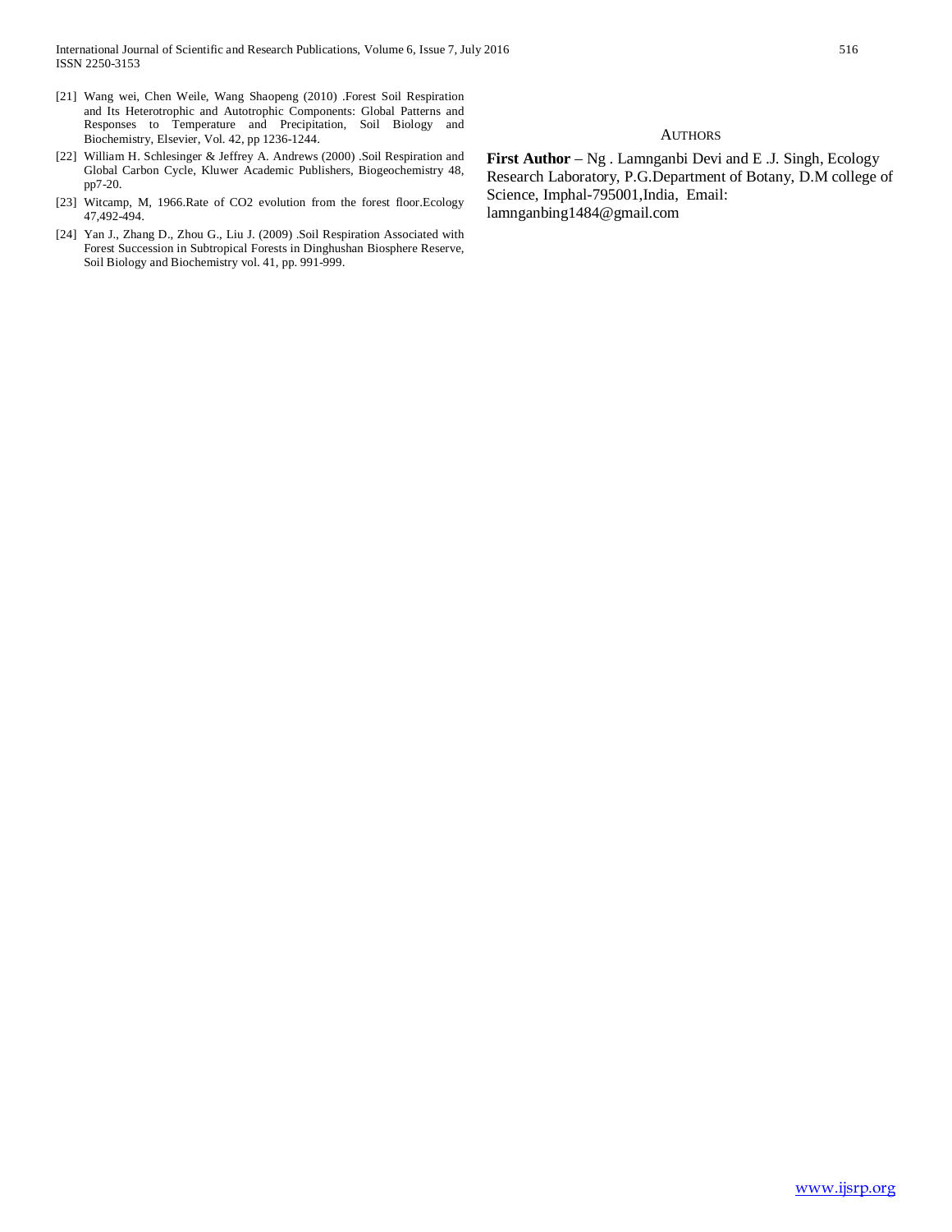[21] Wang wei, Chen Weile, Wang Shaopeng (2010) .Forest Soil Respiration and Its Heterotrophic and Autotrophic Components: Global Patterns and Responses to Temperature and Precipitation, Soil Biology and Biochemistry, Elsevier, Vol. 42, pp 1236-1244.

[22] William H. Schlesinger & Jeffrey A. Andrews (2000) .Soil Respiration and Global Carbon Cycle, Kluwer Academic Publishers, Biogeochemistry 48, pp7-20.

[23] Witcamp, M, 1966.Rate of CO2 evolution from the forest floor.Ecology 47,492-494.

[24] Yan J., Zhang D., Zhou G., Liu J. (2009) .Soil Respiration Associated with Forest Succession in Subtropical Forests in Dinghushan Biosphere Reserve, Soil Biology and Biochemistry vol. 41, pp. 991-999.

## AUTHORS

**First Author** – Ng . Lamnganbi Devi and E .J. Singh, Ecology Research Laboratory, P.G.Department of Botany, D.M college of Science, Imphal-795001,India, Email: lamnganbing1484@gmail.com